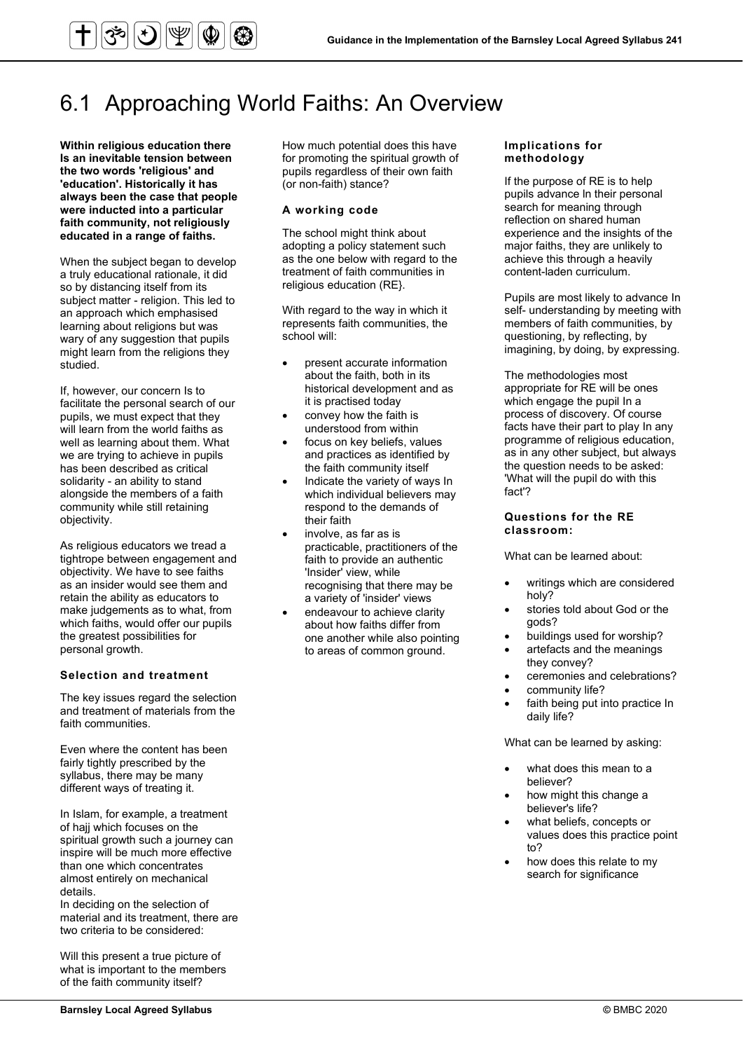# 6.1 Approaching World Faiths: An Overview

**Within religious education there Is an inevitable tension between the two words 'religious' and 'education'. Historically it has always been the case that people were inducted into a particular faith community, not religiously educated in a range of faiths.**

When the subject began to develop a truly educational rationale, it did so by distancing itself from its subject matter - religion. This led to an approach which emphasised learning about religions but was wary of any suggestion that pupils might learn from the religions they studied.

If, however, our concern Is to facilitate the personal search of our pupils, we must expect that they will learn from the world faiths as well as learning about them. What we are trying to achieve in pupils has been described as critical solidarity - an ability to stand alongside the members of a faith community while still retaining objectivity.

As religious educators we tread a tightrope between engagement and objectivity. We have to see faiths as an insider would see them and retain the ability as educators to make judgements as to what, from which faiths, would offer our pupils the greatest possibilities for personal growth.

### Selection and treatment

The key issues regard the selection and treatment of materials from the faith communities.

Even where the content has been fairly tightly prescribed by the syllabus, there may be many different ways of treating it.

In Islam, for example, a treatment of hajj which focuses on the spiritual growth such a journey can inspire will be much more effective than one which concentrates almost entirely on mechanical details.
In deciding on the selection of material and its treatment, there are two criteria to be considered:

Will this present a true picture of what is important to the members of the faith community itself?

How much potential does this have for promoting the spiritual growth of pupils regardless of their own faith (or non-faith) stance?

### A working code

The school might think about adopting a policy statement such as the one below with regard to the treatment of faith communities in religious education (RE}.

With regard to the way in which it represents faith communities, the school will:

- present accurate information about the faith, both in its historical development and as it is practised today
- convey how the faith is understood from within
- focus on key beliefs, values and practices as identified by the faith community itself
- Indicate the variety of ways In which individual believers may respond to the demands of their faith
- involve, as far as is practicable, practitioners of the faith to provide an authentic 'Insider' view, while recognising that there may be a variety of 'insider' views
- endeavour to achieve clarity about how faiths differ from one another while also pointing to areas of common ground.

### Implications for methodology

If the purpose of RE is to help pupils advance In their personal search for meaning through reflection on shared human experience and the insights of the major faiths, they are unlikely to achieve this through a heavily content-laden curriculum.

Pupils are most likely to advance In self- understanding by meeting with members of faith communities, by questioning, by reflecting, by imagining, by doing, by expressing.

The methodologies most appropriate for RE will be ones which engage the pupil In a process of discovery. Of course facts have their part to play In any programme of religious education, as in any other subject, but always the question needs to be asked: 'What will the pupil do with this fact'?

### Questions for the RE classroom:

What can be learned about:

- writings which are considered holy?
- stories told about God or the gods?
- buildings used for worship?
- artefacts and the meanings they convey?
- ceremonies and celebrations?
- community life?
- faith being put into practice In daily life?

What can be learned by asking:

- what does this mean to a believer?
- how might this change a believer's life?
- what beliefs, concepts or values does this practice point to?
- how does this relate to my search for significance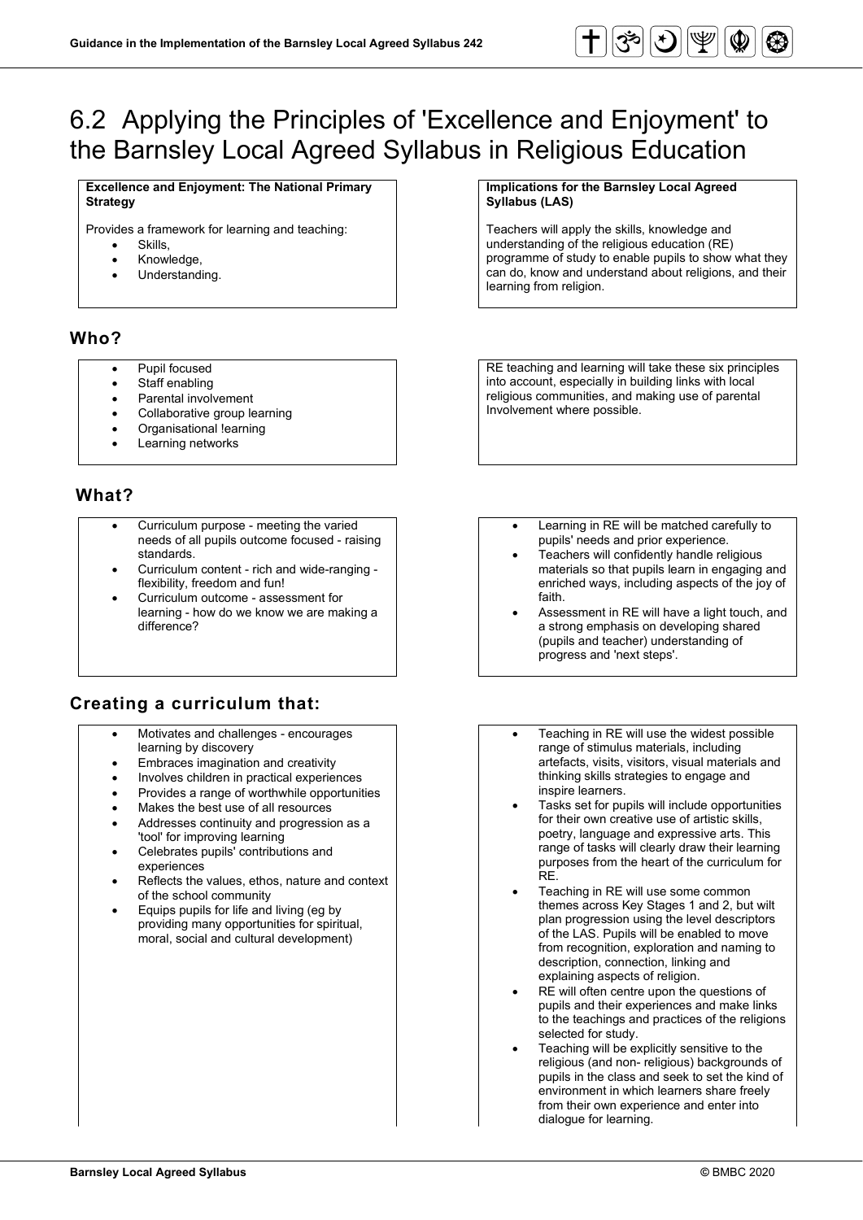# 6.2 Applying the Principles of 'Excellence and Enjoyment' to the Barnsley Local Agreed Syllabus in Religious Education

| **Excellence and Enjoyment: The National Primary Strategy** | **Implications for the Barnsley Local Agreed Syllabus (LAS)** |
| --- | --- |
| Provides a framework for learning and teaching:<br>• Skills,<br>• Knowledge,<br>• Understanding. | Teachers will apply the skills, knowledge and understanding of the religious education (RE) programme of study to enable pupils to show what they can do, know and understand about religions, and their learning from religion. |

## Who?

| | |
| --- | --- |
| • Pupil focused<br>• Staff enabling<br>• Parental involvement<br>• Collaborative group learning<br>• Organisational !earning<br>• Learning networks | RE teaching and learning will take these six principles into account, especially in building links with local religious communities, and making use of parental Involvement where possible. |

## What?

| | |
| --- | --- |
| • Curriculum purpose - meeting the varied needs of all pupils outcome focused - raising standards.<br>• Curriculum content - rich and wide-ranging - flexibility, freedom and fun!<br>• Curriculum outcome - assessment for learning - how do we know we are making a difference? | • Learning in RE will be matched carefully to pupils' needs and prior experience.<br>• Teachers will confidently handle religious materials so that pupils learn in engaging and enriched ways, including aspects of the joy of faith.<br>• Assessment in RE will have a light touch, and a strong emphasis on developing shared (pupils and teacher) understanding of progress and 'next steps'. |

## Creating a curriculum that:

| | |
| --- | --- |
| • Motivates and challenges - encourages learning by discovery<br>• Embraces imagination and creativity<br>• Involves children in practical experiences<br>• Provides a range of worthwhile opportunities<br>• Makes the best use of all resources<br>• Addresses continuity and progression as a 'tool' for improving learning<br>• Celebrates pupils' contributions and experiences<br>• Reflects the values, ethos, nature and context of the school community<br>• Equips pupils for life and living (eg by providing many opportunities for spiritual, moral, social and cultural development) | • Teaching in RE will use the widest possible range of stimulus materials, including artefacts, visits, visitors, visual materials and thinking skills strategies to engage and inspire learners.<br>• Tasks set for pupils will include opportunities for their own creative use of artistic skills, poetry, language and expressive arts. This range of tasks will clearly draw their learning purposes from the heart of the curriculum for RE.<br>• Teaching in RE will use some common themes across Key Stages 1 and 2, but wilt plan progression using the level descriptors of the LAS. Pupils will be enabled to move from recognition, exploration and naming to description, connection, linking and explaining aspects of religion.<br>• RE will often centre upon the questions of pupils and their experiences and make links to the teachings and practices of the religions selected for study.<br>• Teaching will be explicitly sensitive to the religious (and non- religious) backgrounds of pupils in the class and seek to set the kind of environment in which learners share freely from their own experience and enter into dialogue for learning. |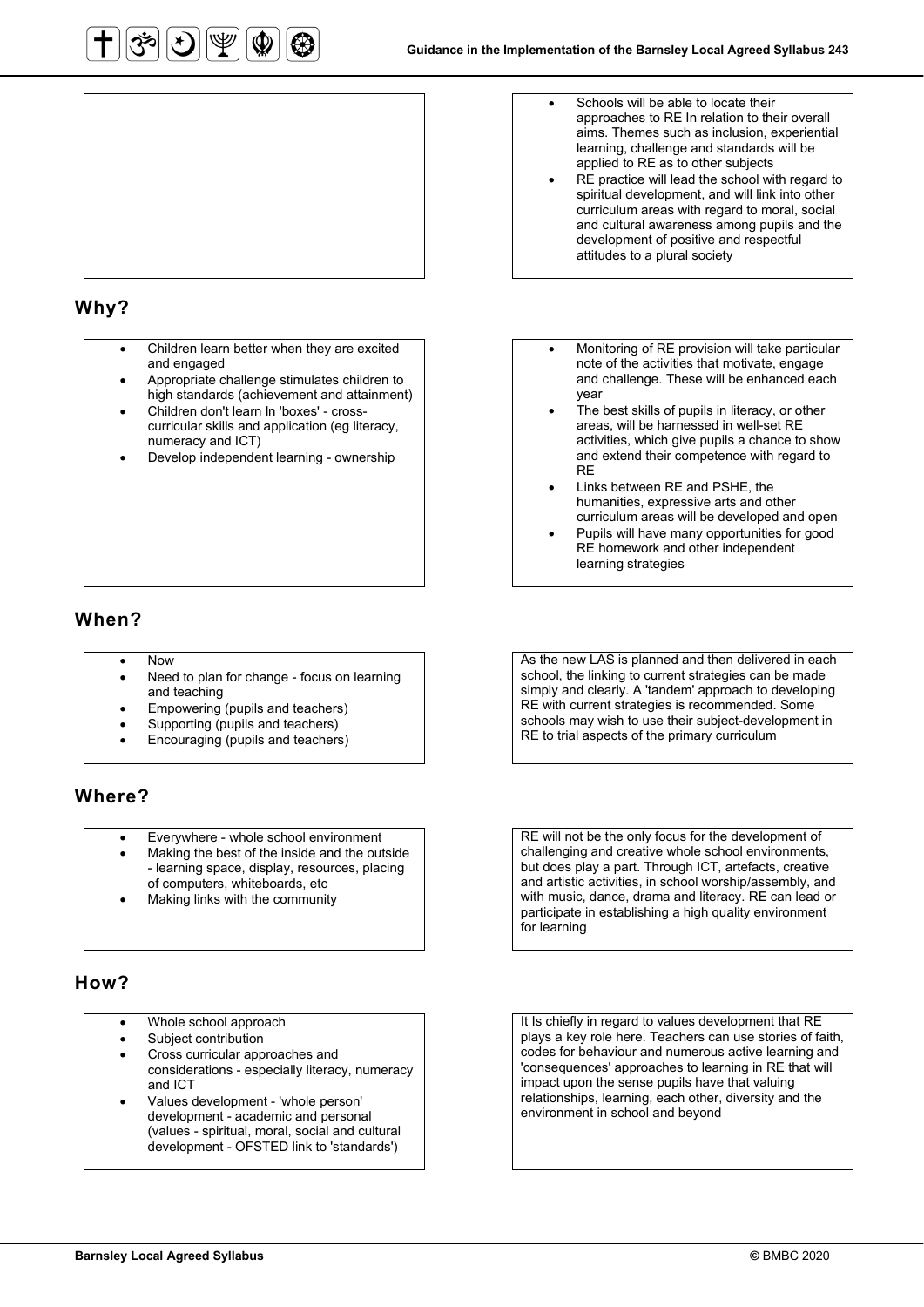- Schools will be able to locate their approaches to RE In relation to their overall aims. Themes such as inclusion, experiential learning, challenge and standards will be applied to RE as to other subjects
- RE practice will lead the school with regard to spiritual development, and will link into other curriculum areas with regard to moral, social and cultural awareness among pupils and the development of positive and respectful attitudes to a plural society

## Why?

- Children learn better when they are excited and engaged
- Appropriate challenge stimulates children to high standards (achievement and attainment)
- Children don't learn In 'boxes' - cross-curricular skills and application (eg literacy, numeracy and ICT)
- Develop independent learning - ownership

- Monitoring of RE provision will take particular note of the activities that motivate, engage and challenge. These will be enhanced each year
- The best skills of pupils in literacy, or other areas, will be harnessed in well-set RE activities, which give pupils a chance to show and extend their competence with regard to RE
- Links between RE and PSHE, the humanities, expressive arts and other curriculum areas will be developed and open
- Pupils will have many opportunities for good RE homework and other independent learning strategies

## When?

- Now
- Need to plan for change - focus on learning and teaching
- Empowering (pupils and teachers)
- Supporting (pupils and teachers)
- Encouraging (pupils and teachers)

As the new LAS is planned and then delivered in each school, the linking to current strategies can be made simply and clearly. A 'tandem' approach to developing RE with current strategies is recommended. Some schools may wish to use their subject-development in RE to trial aspects of the primary curriculum

## Where?

- Everywhere - whole school environment
- Making the best of the inside and the outside - learning space, display, resources, placing of computers, whiteboards, etc
- Making links with the community

RE will not be the only focus for the development of challenging and creative whole school environments, but does play a part. Through ICT, artefacts, creative and artistic activities, in school worship/assembly, and with music, dance, drama and literacy. RE can lead or participate in establishing a high quality environment for learning

## How?

- Whole school approach
- Subject contribution
- Cross curricular approaches and considerations - especially literacy, numeracy and ICT
- Values development - 'whole person' development - academic and personal (values - spiritual, moral, social and cultural development - OFSTED link to 'standards')

It Is chiefly in regard to values development that RE plays a key role here. Teachers can use stories of faith, codes for behaviour and numerous active learning and 'consequences' approaches to learning in RE that will impact upon the sense pupils have that valuing relationships, learning, each other, diversity and the environment in school and beyond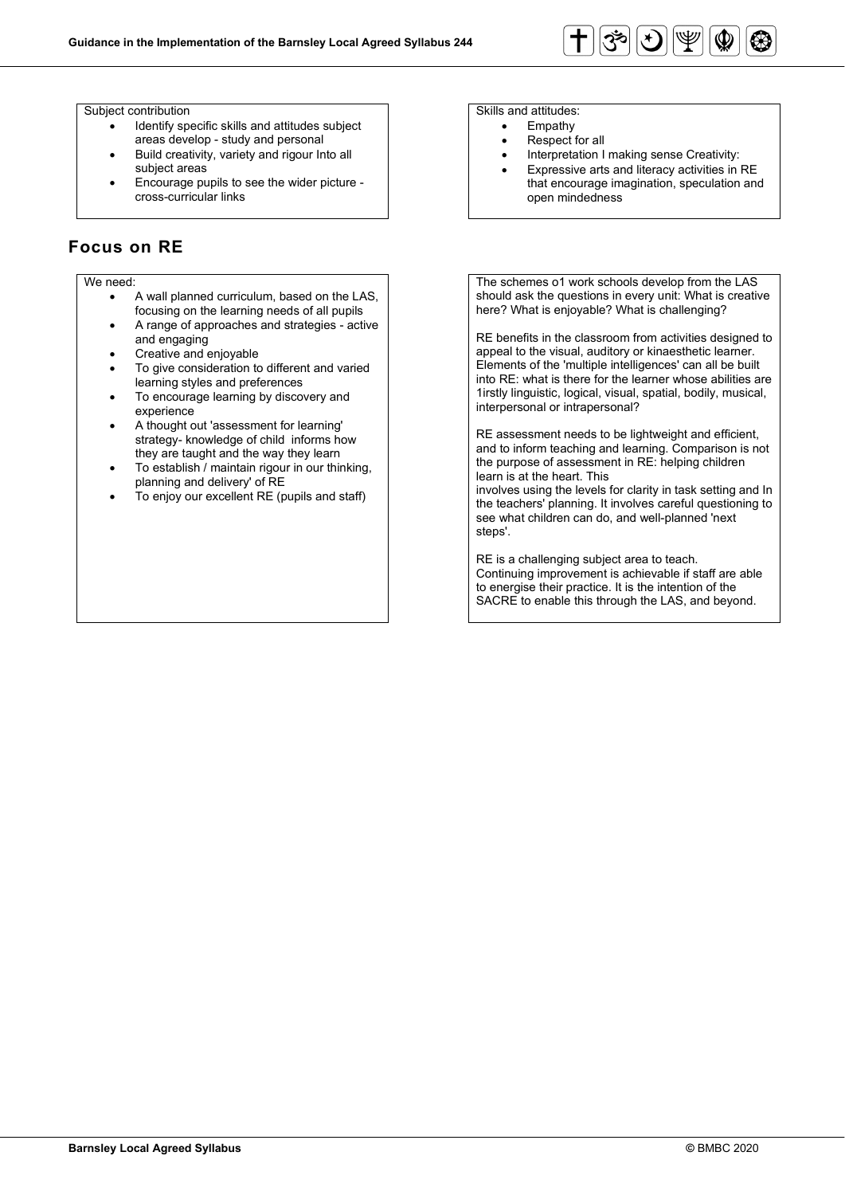Subject contribution

- Identify specific skills and attitudes subject areas develop - study and personal
- Build creativity, variety and rigour Into all subject areas
- Encourage pupils to see the wider picture - cross-curricular links

Skills and attitudes:

- Empathy
- Respect for all
- Interpretation I making sense Creativity:
- Expressive arts and literacy activities in RE that encourage imagination, speculation and open mindedness

## Focus on RE

We need:

- A wall planned curriculum, based on the LAS, focusing on the learning needs of all pupils
- A range of approaches and strategies - active and engaging
- Creative and enjoyable
- To give consideration to different and varied learning styles and preferences
- To encourage learning by discovery and experience
- A thought out 'assessment for learning' strategy- knowledge of child informs how they are taught and the way they learn
- To establish / maintain rigour in our thinking, planning and delivery' of RE
- To enjoy our excellent RE (pupils and staff)

The schemes o1 work schools develop from the LAS should ask the questions in every unit: What is creative here? What is enjoyable? What is challenging?

RE benefits in the classroom from activities designed to appeal to the visual, auditory or kinaesthetic learner. Elements of the 'multiple intelligences' can all be built into RE: what is there for the learner whose abilities are 1irstly linguistic, logical, visual, spatial, bodily, musical, interpersonal or intrapersonal?

RE assessment needs to be lightweight and efficient, and to inform teaching and learning. Comparison is not the purpose of assessment in RE: helping children learn is at the heart. This involves using the levels for clarity in task setting and In the teachers' planning. It involves careful questioning to see what children can do, and well-planned 'next steps'.

RE is a challenging subject area to teach. Continuing improvement is achievable if staff are able to energise their practice. It is the intention of the SACRE to enable this through the LAS, and beyond.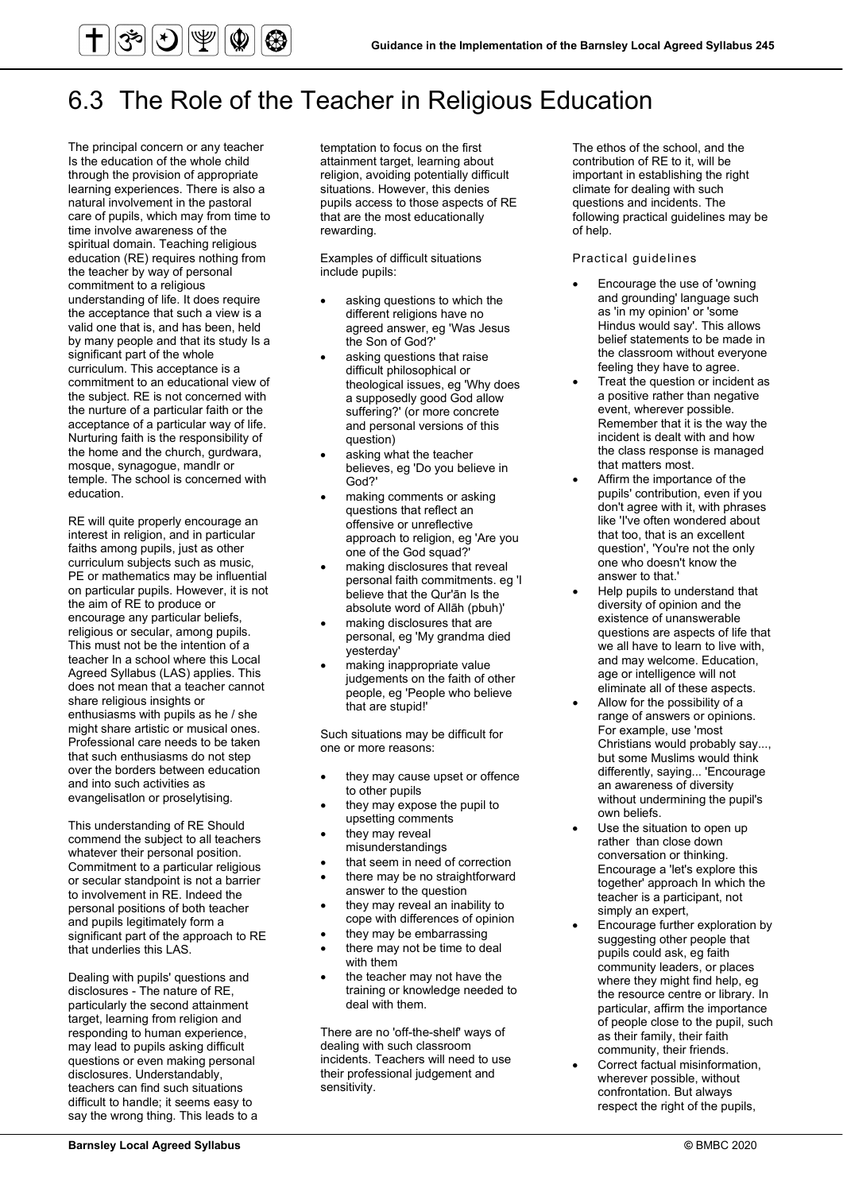# 6.3 The Role of the Teacher in Religious Education

The principal concern or any teacher Is the education of the whole child through the provision of appropriate learning experiences. There is also a natural involvement in the pastoral care of pupils, which may from time to time involve awareness of the spiritual domain. Teaching religious education (RE) requires nothing from the teacher by way of personal commitment to a religious understanding of life. It does require the acceptance that such a view is a valid one that is, and has been, held by many people and that its study Is a significant part of the whole curriculum. This acceptance is a commitment to an educational view of the subject. RE is not concerned with the nurture of a particular faith or the acceptance of a particular way of life. Nurturing faith is the responsibility of the home and the church, gurdwara, mosque, synagogue, mandlr or temple. The school is concerned with education.

RE will quite properly encourage an interest in religion, and in particular faiths among pupils, just as other curriculum subjects such as music, PE or mathematics may be influential on particular pupils. However, it is not the aim of RE to produce or encourage any particular beliefs, religious or secular, among pupils. This must not be the intention of a teacher In a school where this Local Agreed Syllabus (LAS) applies. This does not mean that a teacher cannot share religious insights or enthusiasms with pupils as he / she might share artistic or musical ones. Professional care needs to be taken that such enthusiasms do not step over the borders between education and into such activities as evangelisatlon or proselytising.

This understanding of RE Should commend the subject to all teachers whatever their personal position. Commitment to a particular religious or secular standpoint is not a barrier to involvement in RE. Indeed the personal positions of both teacher and pupils legitimately form a significant part of the approach to RE that underlies this LAS.

Dealing with pupils' questions and disclosures - The nature of RE, particularly the second attainment target, learning from religion and responding to human experience, may lead to pupils asking difficult questions or even making personal disclosures. Understandably, teachers can find such situations difficult to handle; it seems easy to say the wrong thing. This leads to a temptation to focus on the first attainment target, learning about religion, avoiding potentially difficult situations. However, this denies pupils access to those aspects of RE that are the most educationally rewarding.

Examples of difficult situations include pupils:

- asking questions to which the different religions have no agreed answer, eg 'Was Jesus the Son of God?'
- asking questions that raise difficult philosophical or theological issues, eg 'Why does a supposedly good God allow suffering?' (or more concrete and personal versions of this question)
- asking what the teacher believes, eg 'Do you believe in God?'
- making comments or asking questions that reflect an offensive or unreflective approach to religion, eg 'Are you one of the God squad?'
- making disclosures that reveal personal faith commitments. eg 'I believe that the Qur'ān Is the absolute word of Allāh (pbuh)'
- making disclosures that are personal, eg 'My grandma died yesterday'
- making inappropriate value judgements on the faith of other people, eg 'People who believe that are stupid!'

Such situations may be difficult for one or more reasons:

- they may cause upset or offence to other pupils
- they may expose the pupil to upsetting comments
- they may reveal misunderstandings
- that seem in need of correction
- there may be no straightforward answer to the question
- they may reveal an inability to cope with differences of opinion
- they may be embarrassing
- there may not be time to deal with them
- the teacher may not have the training or knowledge needed to deal with them.

There are no 'off-the-shelf' ways of dealing with such classroom incidents. Teachers will need to use their professional judgement and sensitivity.

The ethos of the school, and the contribution of RE to it, will be important in establishing the right climate for dealing with such questions and incidents. The following practical guidelines may be of help.

### Practical guidelines

- Encourage the use of 'owning and grounding' language such as 'in my opinion' or 'some Hindus would say'. This allows belief statements to be made in the classroom without everyone feeling they have to agree.
- Treat the question or incident as a positive rather than negative event, wherever possible. Remember that it is the way the incident is dealt with and how the class response is managed that matters most.
- Affirm the importance of the pupils' contribution, even if you don't agree with it, with phrases like 'I've often wondered about that too, that is an excellent question', 'You're not the only one who doesn't know the answer to that.'
- Help pupils to understand that diversity of opinion and the existence of unanswerable questions are aspects of life that we all have to learn to live with, and may welcome. Education, age or intelligence will not eliminate all of these aspects.
- Allow for the possibility of a range of answers or opinions. For example, use 'most Christians would probably say..., but some Muslims would think differently, saying... 'Encourage an awareness of diversity without undermining the pupil's own beliefs.
- Use the situation to open up rather than close down conversation or thinking. Encourage a 'let's explore this together' approach In which the teacher is a participant, not simply an expert,
- Encourage further exploration by suggesting other people that pupils could ask, eg faith community leaders, or places where they might find help, eg the resource centre or library. In particular, affirm the importance of people close to the pupil, such as their family, their faith community, their friends.
- Correct factual misinformation, wherever possible, without confrontation. But always respect the right of the pupils,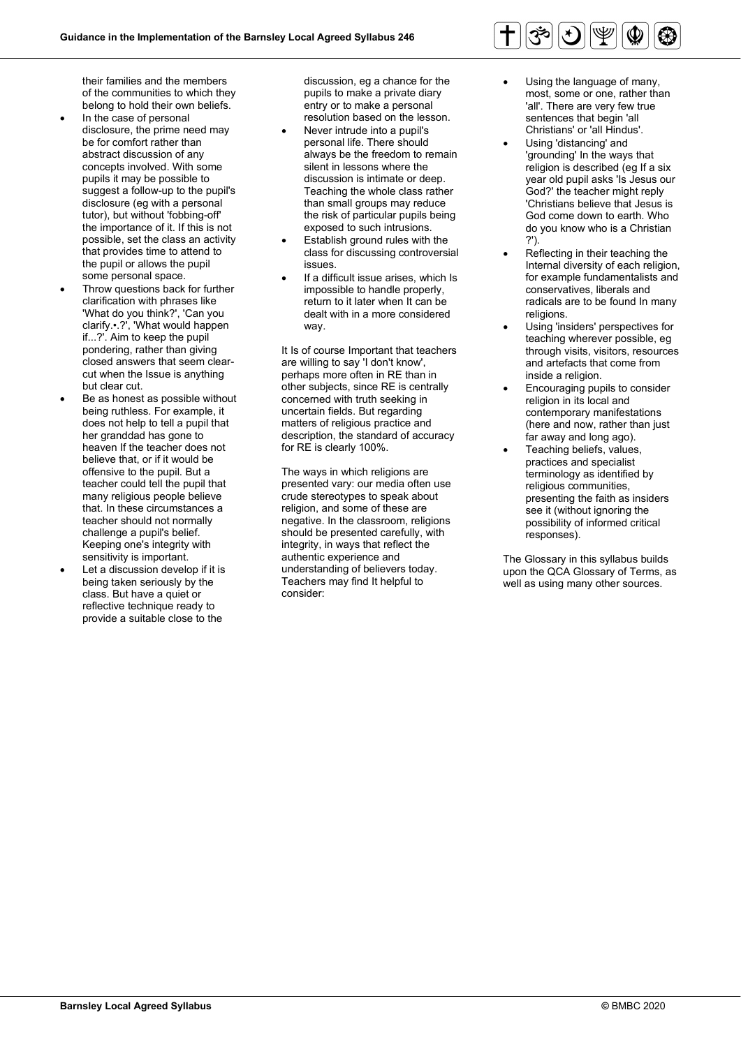their families and the members of the communities to which they belong to hold their own beliefs.

- In the case of personal disclosure, the prime need may be for comfort rather than abstract discussion of any concepts involved. With some pupils it may be possible to suggest a follow-up to the pupil's disclosure (eg with a personal tutor), but without 'fobbing-off' the importance of it. If this is not possible, set the class an activity that provides time to attend to the pupil or allows the pupil some personal space.
- Throw questions back for further clarification with phrases like 'What do you think?', 'Can you clarify.•.?', 'What would happen if...?'. Aim to keep the pupil pondering, rather than giving closed answers that seem clear-cut when the Issue is anything but clear cut.
- Be as honest as possible without being ruthless. For example, it does not help to tell a pupil that her granddad has gone to heaven If the teacher does not believe that, or if it would be offensive to the pupil. But a teacher could tell the pupil that many religious people believe that. In these circumstances a teacher should not normally challenge a pupil's belief. Keeping one's integrity with sensitivity is important.
- Let a discussion develop if it is being taken seriously by the class. But have a quiet or reflective technique ready to provide a suitable close to the discussion, eg a chance for the pupils to make a private diary entry or to make a personal resolution based on the lesson.
- Never intrude into a pupil's personal life. There should always be the freedom to remain silent in lessons where the discussion is intimate or deep. Teaching the whole class rather than small groups may reduce the risk of particular pupils being exposed to such intrusions.
- Establish ground rules with the class for discussing controversial issues.
- If a difficult issue arises, which Is impossible to handle properly, return to it later when It can be dealt with in a more considered way.

It Is of course Important that teachers are willing to say 'I don't know', perhaps more often in RE than in other subjects, since RE is centrally concerned with truth seeking in uncertain fields. But regarding matters of religious practice and description, the standard of accuracy for RE is clearly 100%.

The ways in which religions are presented vary: our media often use crude stereotypes to speak about religion, and some of these are negative. In the classroom, religions should be presented carefully, with integrity, in ways that reflect the authentic experience and understanding of believers today. Teachers may find It helpful to consider:

- Using the language of many, most, some or one, rather than 'all'. There are very few true sentences that begin 'all Christians' or 'all Hindus'.
- Using 'distancing' and 'grounding' In the ways that religion is described (eg If a six year old pupil asks 'Is Jesus our God?' the teacher might reply 'Christians believe that Jesus is God come down to earth. Who do you know who is a Christian ?').
- Reflecting in their teaching the Internal diversity of each religion, for example fundamentalists and conservatives, liberals and radicals are to be found In many religions.
- Using 'insiders' perspectives for teaching wherever possible, eg through visits, visitors, resources and artefacts that come from inside a religion.
- Encouraging pupils to consider religion in its local and contemporary manifestations (here and now, rather than just far away and long ago).
- Teaching beliefs, values, practices and specialist terminology as identified by religious communities, presenting the faith as insiders see it (without ignoring the possibility of informed critical responses).

The Glossary in this syllabus builds upon the QCA Glossary of Terms, as well as using many other sources.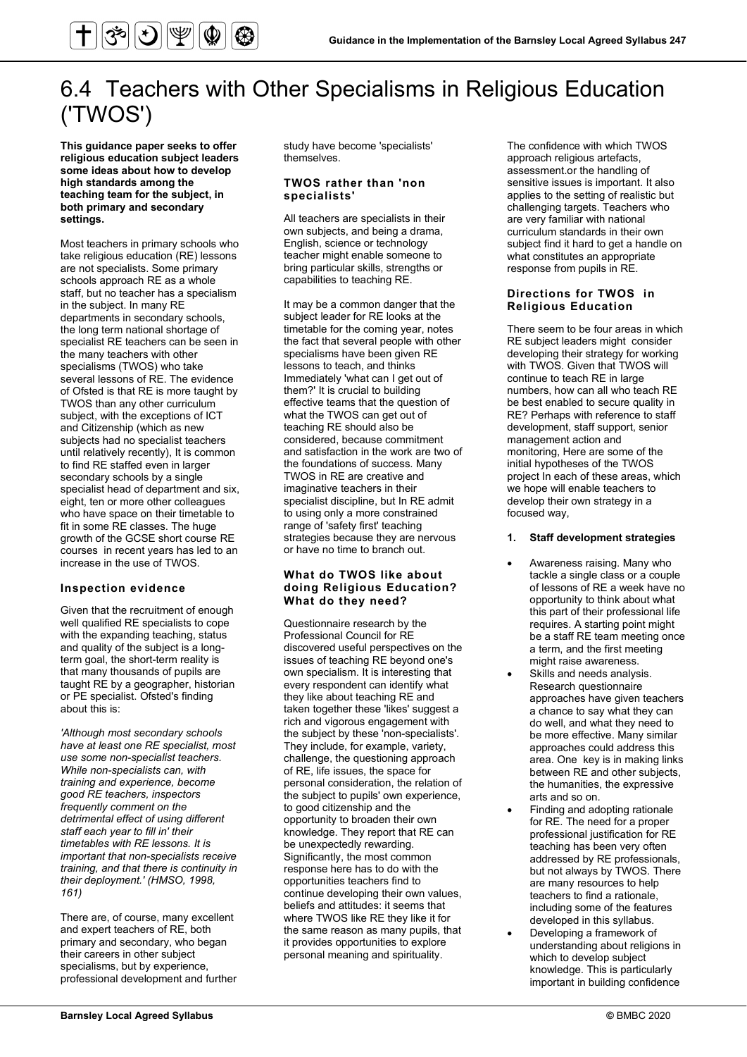# 6.4 Teachers with Other Specialisms in Religious Education ('TWOS')

**This guidance paper seeks to offer religious education subject leaders some ideas about how to develop high standards among the teaching team for the subject, in both primary and secondary settings.**

Most teachers in primary schools who take religious education (RE) lessons are not specialists. Some primary schools approach RE as a whole staff, but no teacher has a specialism in the subject. In many RE departments in secondary schools, the long term national shortage of specialist RE teachers can be seen in the many teachers with other specialisms (TWOS) who take several lessons of RE. The evidence of Ofsted is that RE is more taught by TWOS than any other curriculum subject, with the exceptions of ICT and Citizenship (which as new subjects had no specialist teachers until relatively recently), It is common to find RE staffed even in larger secondary schools by a single specialist head of department and six, eight, ten or more other colleagues who have space on their timetable to fit in some RE classes. The huge growth of the GCSE short course RE courses in recent years has led to an increase in the use of TWOS.

### Inspection evidence

Given that the recruitment of enough well qualified RE specialists to cope with the expanding teaching, status and quality of the subject is a long-term goal, the short-term reality is that many thousands of pupils are taught RE by a geographer, historian or PE specialist. Ofsted's finding about this is:

*'Although most secondary schools have at least one RE specialist, most use some non-specialist teachers. While non-specialists can, with training and experience, become good RE teachers, inspectors frequently comment on the detrimental effect of using different staff each year to fill in' their timetables with RE lessons. It is important that non-specialists receive training, and that there is continuity in their deployment.' (HMSO, 1998, 161)*

There are, of course, many excellent and expert teachers of RE, both primary and secondary, who began their careers in other subject specialisms, but by experience, professional development and further study have become 'specialists' themselves.

### TWOS rather than 'non specialists'

All teachers are specialists in their own subjects, and being a drama, English, science or technology teacher might enable someone to bring particular skills, strengths or capabilities to teaching RE.

It may be a common danger that the subject leader for RE looks at the timetable for the coming year, notes the fact that several people with other specialisms have been given RE lessons to teach, and thinks Immediately 'what can I get out of them?' It is crucial to building effective teams that the question of what the TWOS can get out of teaching RE should also be considered, because commitment and satisfaction in the work are two of the foundations of success. Many TWOS in RE are creative and imaginative teachers in their specialist discipline, but In RE admit to using only a more constrained range of 'safety first' teaching strategies because they are nervous or have no time to branch out.

### What do TWOS like about doing Religious Education? What do they need?

Questionnaire research by the Professional Council for RE discovered useful perspectives on the issues of teaching RE beyond one's own specialism. It is interesting that every respondent can identify what they like about teaching RE and taken together these 'likes' suggest a rich and vigorous engagement with the subject by these 'non-specialists'. They include, for example, variety, challenge, the questioning approach of RE, life issues, the space for personal consideration, the relation of the subject to pupils' own experience, to good citizenship and the opportunity to broaden their own knowledge. They report that RE can be unexpectedly rewarding. Significantly, the most common response here has to do with the opportunities teachers find to continue developing their own values, beliefs and attitudes: it seems that where TWOS like RE they like it for the same reason as many pupils, that it provides opportunities to explore personal meaning and spirituality.

The confidence with which TWOS approach religious artefacts, assessment.or the handling of sensitive issues is important. It also applies to the setting of realistic but challenging targets. Teachers who are very familiar with national curriculum standards in their own subject find it hard to get a handle on what constitutes an appropriate response from pupils in RE.

### Directions for TWOS in Religious Education

There seem to be four areas in which RE subject leaders might consider developing their strategy for working with TWOS. Given that TWOS will continue to teach RE in large numbers, how can all who teach RE be best enabled to secure quality in RE? Perhaps with reference to staff development, staff support, senior management action and monitoring, Here are some of the initial hypotheses of the TWOS project In each of these areas, which we hope will enable teachers to develop their own strategy in a focused way,

**1. Staff development strategies**

- Awareness raising. Many who tackle a single class or a couple of lessons of RE a week have no opportunity to think about what this part of their professional life requires. A starting point might be a staff RE team meeting once a term, and the first meeting might raise awareness.
- Skills and needs analysis. Research questionnaire approaches have given teachers a chance to say what they can do well, and what they need to be more effective. Many similar approaches could address this area. One key is in making links between RE and other subjects, the humanities, the expressive arts and so on.
- Finding and adopting rationale for RE. The need for a proper professional justification for RE teaching has been very often addressed by RE professionals, but not always by TWOS. There are many resources to help teachers to find a rationale, including some of the features developed in this syllabus.
- Developing a framework of understanding about religions in which to develop subject knowledge. This is particularly important in building confidence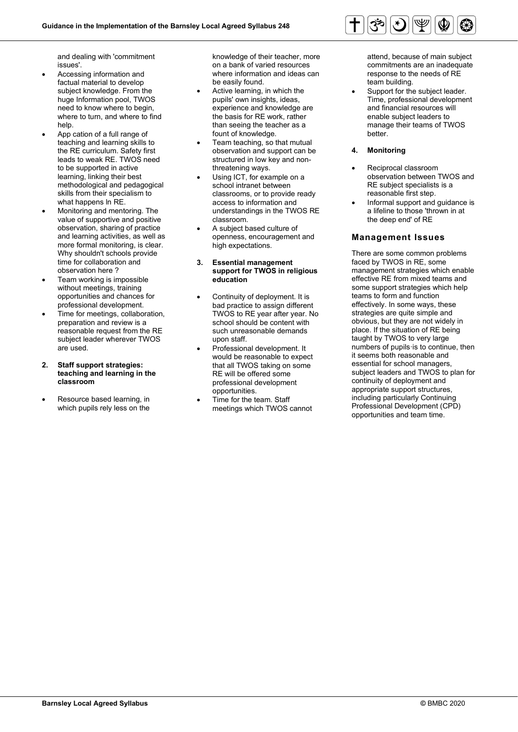and dealing with 'commitment issues'.

- Accessing information and factual material to develop subject knowledge. From the huge Information pool, TWOS need to know where to begin, where to turn, and where to find help.
- App cation of a full range of teaching and learning skills to the RE curriculum. Safety first leads to weak RE. TWOS need to be supported in active learning, linking their best methodological and pedagogical skills from their specialism to what happens ln RE.
- Monitoring and mentoring. The value of supportive and positive observation, sharing of practice and learning activities, as well as more formal monitoring, is clear. Why shouldn't schools provide time for collaboration and observation here ?
- Team working is impossible without meetings, training opportunities and chances for professional development.
- Time for meetings, collaboration, preparation and review is a reasonable request from the RE subject leader wherever TWOS are used.

**2. Staff support strategies: teaching and learning in the classroom**

- Resource based learning, in which pupils rely less on the knowledge of their teacher, more on a bank of varied resources where information and ideas can be easily found.
- Active learning, in which the pupils' own insights, ideas, experience and knowledge are the basis for RE work, rather than seeing the teacher as a fount of knowledge.
- Team teaching, so that mutual observation and support can be structured in low key and non-threatening ways.
- Using ICT, for example on a school intranet between classrooms, or to provide ready access to information and understandings in the TWOS RE classroom.
- A subject based culture of openness, encouragement and high expectations.

**3. Essential management support for TWOS in religious education**

- Continuity of deployment. It is bad practice to assign different TWOS to RE year after year. No school should be content with such unreasonable demands upon staff.
- Professional development. It would be reasonable to expect that all TWOS taking on some RE will be offered some professional development opportunities.
- Time for the team. Staff meetings which TWOS cannot attend, because of main subject commitments are an inadequate response to the needs of RE team building.
- Support for the subject leader. Time, professional development and financial resources will enable subject leaders to manage their teams of TWOS better.

**4. Monitoring**

- Reciprocal classroom observation between TWOS and RE subject specialists is a reasonable first step.
- Informal support and guidance is a lifeline to those 'thrown in at the deep end' of RE

## Management Issues

There are some common problems faced by TWOS in RE, some management strategies which enable effective RE from mixed teams and some support strategies which help teams to form and function effectively. In some ways, these strategies are quite simple and obvious, but they are not widely in place. If the situation of RE being taught by TWOS to very large numbers of pupils·is to continue, then it seems both reasonable and essential for school managers, subject leaders and TWOS to plan for continuity of deployment and appropriate support structures, including particularly Continuing Professional Development (CPD) opportunities and team time.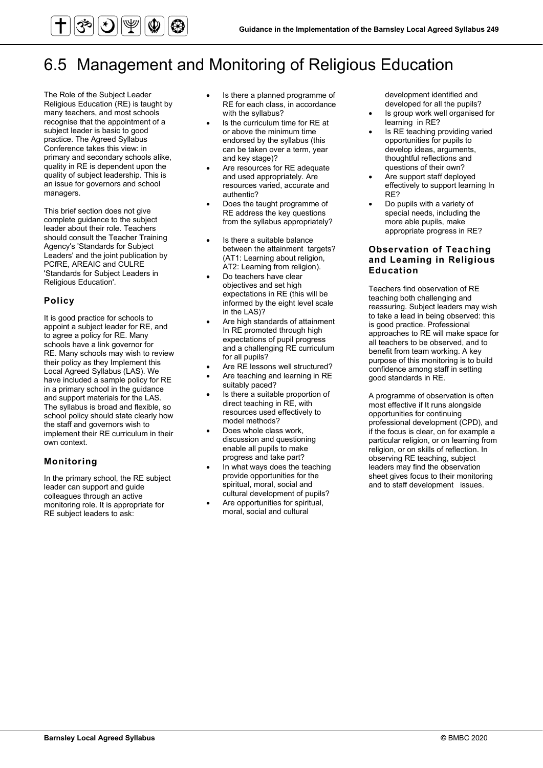# 6.5 Management and Monitoring of Religious Education

The Role of the Subject Leader Religious Education (RE) is taught by many teachers, and most schools recognise that the appointment of a subject leader is basic to good practice. The Agreed Syllabus Conference takes this view: in primary and secondary schools alike, quality in RE is dependent upon the quality of subject leadership. This is an issue for governors and school managers.

This brief section does not give complete guidance to the subject leader about their role. Teachers should consult the Teacher Training Agency's 'Standards for Subject Leaders' and the joint publication by PCfRE, AREAIC and CULRE 'Standards for Subject Leaders in Religious Education'.

## Policy

It is good practice for schools to appoint a subject leader for RE, and to agree a policy for RE. Many schools have a link governor for RE. Many schools may wish to review their policy as they Implement this Local Agreed Syllabus (LAS). We have included a sample policy for RE in a primary school in the guidance and support materials for the LAS. The syllabus is broad and flexible, so school policy should state clearly how the staff and governors wish to implement their RE curriculum in their own context.

## Monitoring

In the primary school, the RE subject leader can support and guide colleagues through an active monitoring role. It is appropriate for RE subject leaders to ask:

- Is there a planned programme of RE for each class, in accordance with the syllabus?
- Is the curriculum time for RE at or above the minimum time endorsed by the syllabus (this can be taken over a term, year and key stage)?
- Are resources for RE adequate and used appropriately. Are resources varied, accurate and authentic?
- Does the taught programme of RE address the key questions from the syllabus appropriately?
- Is there a suitable balance between the attainment targets? (AT1: Learning about religion, AT2: Learning from religion).
- Do teachers have clear objectives and set high expectations in RE (this will be informed by the eight level scale in the LAS)?
- Are high standards of attainment In RE promoted through high expectations of pupil progress and a challenging RE curriculum for all pupils?
- Are RE lessons well structured?
- Are teaching and learning in RE suitably paced?
- Is there a suitable proportion of direct teaching in RE, with resources used effectively to model methods?
- Does whole class work, discussion and questioning enable all pupils to make progress and take part?
- In what ways does the teaching provide opportunities for the spiritual, moral, social and cultural development of pupils?
- Are opportunities for spiritual, moral, social and cultural development identified and developed for all the pupils?
- Is group work well organised for learning in RE?
- Is RE teaching providing varied opportunities for pupils to develop ideas, arguments, thoughtful reflections and questions of their own?
- Are support staff deployed effectively to support learning In RE?
- Do pupils with a variety of special needs, including the more able pupils, make appropriate progress in RE?

## Observation of Teaching and Leaming in Religious Education

Teachers find observation of RE teaching both challenging and reassuring. Subject leaders may wish to take a lead in being observed: this is good practice. Professional approaches to RE will make space for all teachers to be observed, and to benefit from team working. A key purpose of this monitoring is to build confidence among staff in setting good standards in RE.

A programme of observation is often most effective if It runs alongside opportunities for continuing professional development (CPD), and if the focus is clear, on for example a particular religion, or on learning from religion, or on skills of reflection. In observing RE teaching, subject leaders may find the observation sheet gives focus to their monitoring and to staff development issues.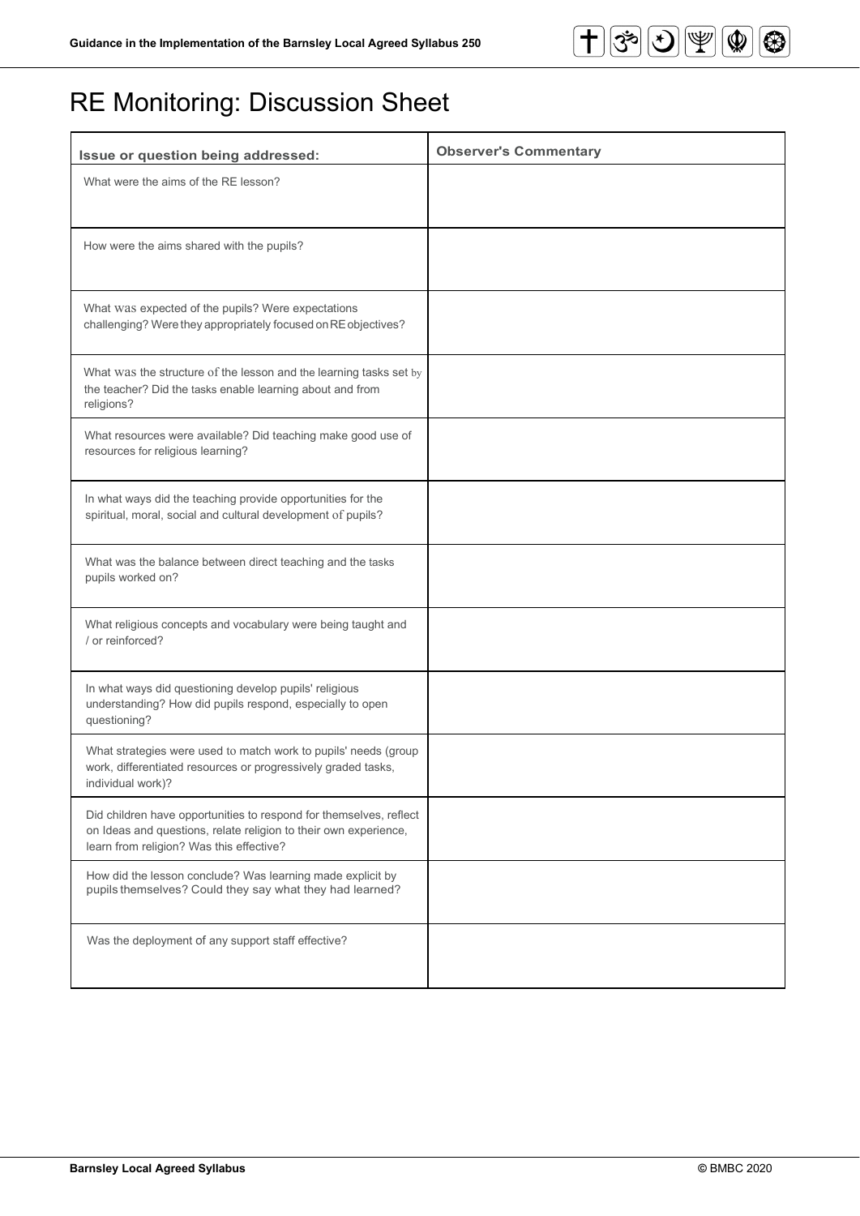# RE Monitoring: Discussion Sheet

| Issue or question being addressed: | Observer's Commentary |
|---|---|
| What were the aims of the RE lesson? | |
| How were the aims shared with the pupils? | |
| What was expected of the pupils? Were expectations challenging? Were they appropriately focused on RE objectives? | |
| What was the structure of the lesson and the learning tasks set by the teacher? Did the tasks enable learning about and from religions? | |
| What resources were available? Did teaching make good use of resources for religious learning? | |
| In what ways did the teaching provide opportunities for the spiritual, moral, social and cultural development of pupils? | |
| What was the balance between direct teaching and the tasks pupils worked on? | |
| What religious concepts and vocabulary were being taught and / or reinforced? | |
| In what ways did questioning develop pupils' religious understanding? How did pupils respond, especially to open questioning? | |
| What strategies were used to match work to pupils' needs (group work, differentiated resources or progressively graded tasks, individual work)? | |
| Did children have opportunities to respond for themselves, reflect on Ideas and questions, relate religion to their own experience, learn from religion? Was this effective? | |
| How did the lesson conclude? Was learning made explicit by pupils themselves? Could they say what they had learned? | |
| Was the deployment of any support staff effective? | |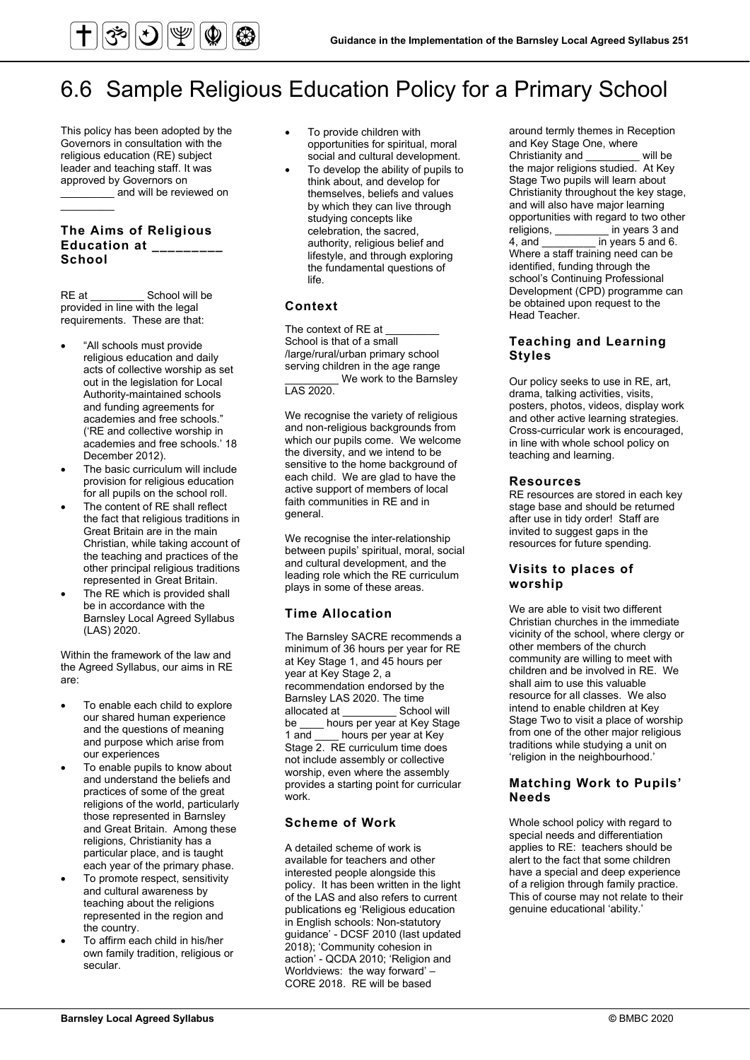# 6.6 Sample Religious Education Policy for a Primary School

This policy has been adopted by the Governors in consultation with the religious education (RE) subject leader and teaching staff. It was approved by Governors on _________ and will be reviewed on _________

### The Aims of Religious Education at _________ School

RE at _________ School will be provided in line with the legal requirements. These are that:

- "All schools must provide religious education and daily acts of collective worship as set out in the legislation for Local Authority-maintained schools and funding agreements for academies and free schools." ('RE and collective worship in academies and free schools.' 18 December 2012).
- The basic curriculum will include provision for religious education for all pupils on the school roll.
- The content of RE shall reflect the fact that religious traditions in Great Britain are in the main Christian, while taking account of the teaching and practices of the other principal religious traditions represented in Great Britain.
- The RE which is provided shall be in accordance with the Barnsley Local Agreed Syllabus (LAS) 2020.

Within the framework of the law and the Agreed Syllabus, our aims in RE are:

- To enable each child to explore our shared human experience and the questions of meaning and purpose which arise from our experiences
- To enable pupils to know about and understand the beliefs and practices of some of the great religions of the world, particularly those represented in Barnsley and Great Britain. Among these religions, Christianity has a particular place, and is taught each year of the primary phase.
- To promote respect, sensitivity and cultural awareness by teaching about the religions represented in the region and the country.
- To affirm each child in his/her own family tradition, religious or secular.
- To provide children with opportunities for spiritual, moral social and cultural development.
- To develop the ability of pupils to think about, and develop for themselves, beliefs and values by which they can live through studying concepts like celebration, the sacred, authority, religious belief and lifestyle, and through exploring the fundamental questions of life.

### Context

The context of RE at _________ School is that of a small /large/rural/urban primary school serving children in the age range _________ We work to the Barnsley LAS 2020.

We recognise the variety of religious and non-religious backgrounds from which our pupils come. We welcome the diversity, and we intend to be sensitive to the home background of each child. We are glad to have the active support of members of local faith communities in RE and in general.

We recognise the inter-relationship between pupils' spiritual, moral, social and cultural development, and the leading role which the RE curriculum plays in some of these areas.

### Time Allocation

The Barnsley SACRE recommends a minimum of 36 hours per year for RE at Key Stage 1, and 45 hours per year at Key Stage 2, a recommendation endorsed by the Barnsley LAS 2020. The time allocated at _________ School will be ____ hours per year at Key Stage 1 and ____ hours per year at Key Stage 2. RE curriculum time does not include assembly or collective worship, even where the assembly provides a starting point for curricular work.

### Scheme of Work

A detailed scheme of work is available for teachers and other interested people alongside this policy. It has been written in the light of the LAS and also refers to current publications eg 'Religious education in English schools: Non-statutory guidance' - DCSF 2010 (last updated 2018); 'Community cohesion in action' - QCDA 2010; 'Religion and Worldviews: the way forward' – CORE 2018. RE will be based around termly themes in Reception and Key Stage One, where Christianity and _________ will be the major religions studied. At Key Stage Two pupils will learn about Christianity throughout the key stage, and will also have major learning opportunities with regard to two other religions, _________ in years 3 and 4, and _________ in years 5 and 6. Where a staff training need can be identified, funding through the school's Continuing Professional Development (CPD) programme can be obtained upon request to the Head Teacher.

### Teaching and Learning Styles

Our policy seeks to use in RE, art, drama, talking activities, visits, posters, photos, videos, display work and other active learning strategies. Cross-curricular work is encouraged, in line with whole school policy on teaching and learning.

### Resources

RE resources are stored in each key stage base and should be returned after use in tidy order! Staff are invited to suggest gaps in the resources for future spending.

### Visits to places of worship

We are able to visit two different Christian churches in the immediate vicinity of the school, where clergy or other members of the church community are willing to meet with children and be involved in RE. We shall aim to use this valuable resource for all classes. We also intend to enable children at Key Stage Two to visit a place of worship from one of the other major religious traditions while studying a unit on 'religion in the neighbourhood.'

### Matching Work to Pupils' Needs

Whole school policy with regard to special needs and differentiation applies to RE: teachers should be alert to the fact that some children have a special and deep experience of a religion through family practice. This of course may not relate to their genuine educational 'ability.'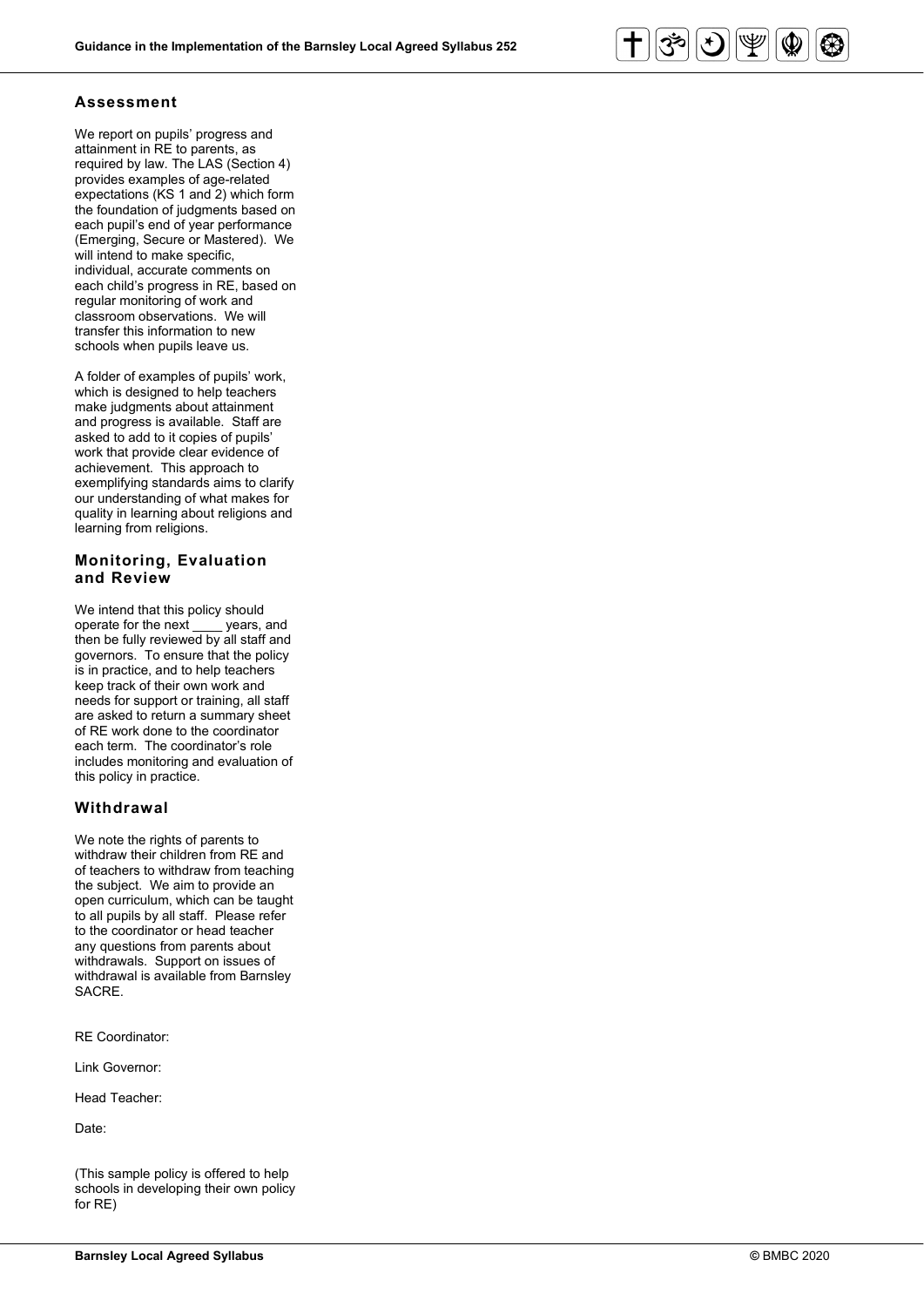## Assessment

We report on pupils' progress and attainment in RE to parents, as required by law. The LAS (Section 4) provides examples of age-related expectations (KS 1 and 2) which form the foundation of judgments based on each pupil's end of year performance (Emerging, Secure or Mastered). We will intend to make specific, individual, accurate comments on each child's progress in RE, based on regular monitoring of work and classroom observations. We will transfer this information to new schools when pupils leave us.

A folder of examples of pupils' work, which is designed to help teachers make judgments about attainment and progress is available. Staff are asked to add to it copies of pupils' work that provide clear evidence of achievement. This approach to exemplifying standards aims to clarify our understanding of what makes for quality in learning about religions and learning from religions.

## Monitoring, Evaluation and Review

We intend that this policy should operate for the next ____ years, and then be fully reviewed by all staff and governors. To ensure that the policy is in practice, and to help teachers keep track of their own work and needs for support or training, all staff are asked to return a summary sheet of RE work done to the coordinator each term. The coordinator's role includes monitoring and evaluation of this policy in practice.

## Withdrawal

We note the rights of parents to withdraw their children from RE and of teachers to withdraw from teaching the subject. We aim to provide an open curriculum, which can be taught to all pupils by all staff. Please refer to the coordinator or head teacher any questions from parents about withdrawals. Support on issues of withdrawal is available from Barnsley SACRE.

RE Coordinator:

Link Governor:

Head Teacher:

Date:

(This sample policy is offered to help schools in developing their own policy for RE)